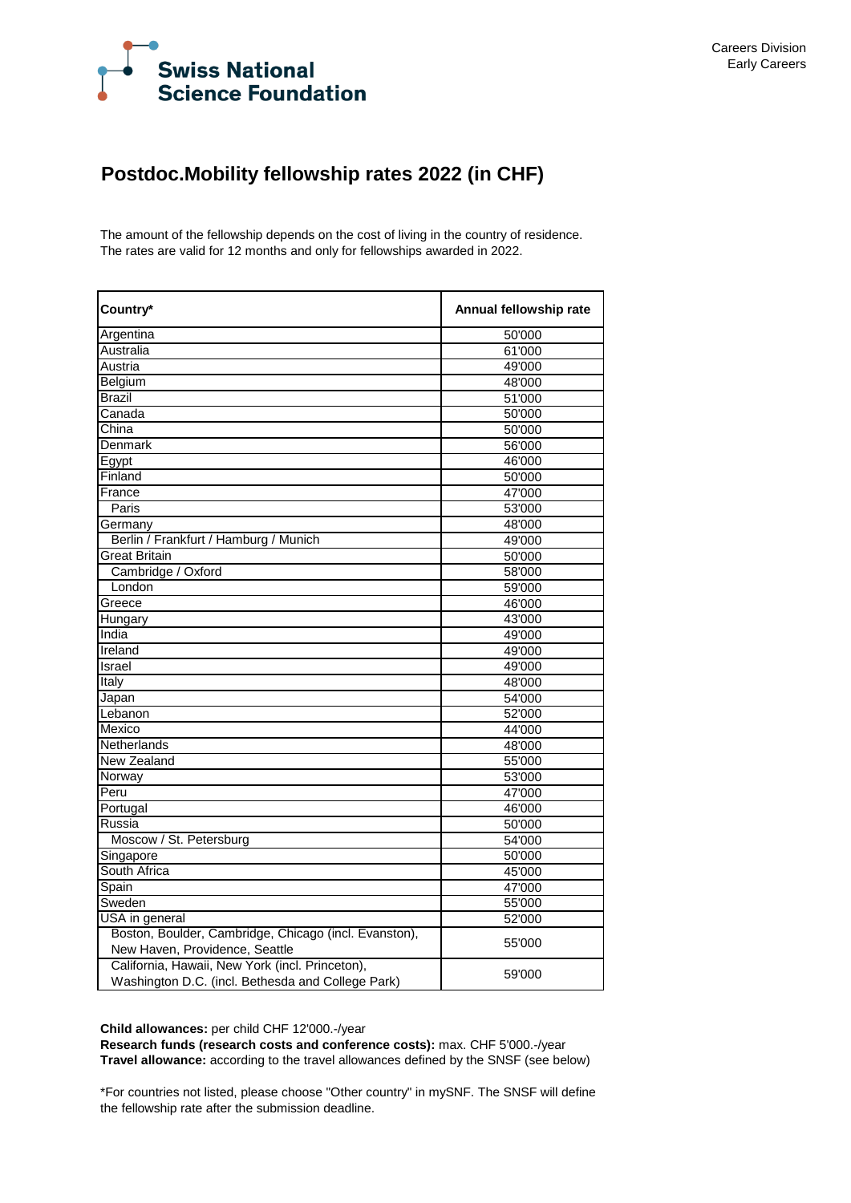Swiss National Science Foundation

Careers Division
Early Careers

# Postdoc.Mobility fellowship rates 2022 (in CHF)

The amount of the fellowship depends on the cost of living in the country of residence.
The rates are valid for 12 months and only for fellowships awarded in 2022.

| Country* | Annual fellowship rate |
|---|---|
| Argentina | 50'000 |
| Australia | 61'000 |
| Austria | 49'000 |
| Belgium | 48'000 |
| Brazil | 51'000 |
| Canada | 50'000 |
| China | 50'000 |
| Denmark | 56'000 |
| Egypt | 46'000 |
| Finland | 50'000 |
| France | 47'000 |
| Paris | 53'000 |
| Germany | 48'000 |
| Berlin / Frankfurt / Hamburg / Munich | 49'000 |
| Great Britain | 50'000 |
| Cambridge / Oxford | 58'000 |
| London | 59'000 |
| Greece | 46'000 |
| Hungary | 43'000 |
| India | 49'000 |
| Ireland | 49'000 |
| Israel | 49'000 |
| Italy | 48'000 |
| Japan | 54'000 |
| Lebanon | 52'000 |
| Mexico | 44'000 |
| Netherlands | 48'000 |
| New Zealand | 55'000 |
| Norway | 53'000 |
| Peru | 47'000 |
| Portugal | 46'000 |
| Russia | 50'000 |
| Moscow / St. Petersburg | 54'000 |
| Singapore | 50'000 |
| South Africa | 45'000 |
| Spain | 47'000 |
| Sweden | 55'000 |
| USA in general | 52'000 |
| Boston, Boulder, Cambridge, Chicago (incl. Evanston), New Haven, Providence, Seattle | 55'000 |
| California, Hawaii, New York (incl. Princeton), Washington D.C. (incl. Bethesda and College Park) | 59'000 |

**Child allowances:** per child CHF 12'000.-/year
**Research funds (research costs and conference costs):** max. CHF 5'000.-/year
**Travel allowance:** according to the travel allowances defined by the SNSF (see below)

*For countries not listed, please choose "Other country" in mySNF. The SNSF will define the fellowship rate after the submission deadline.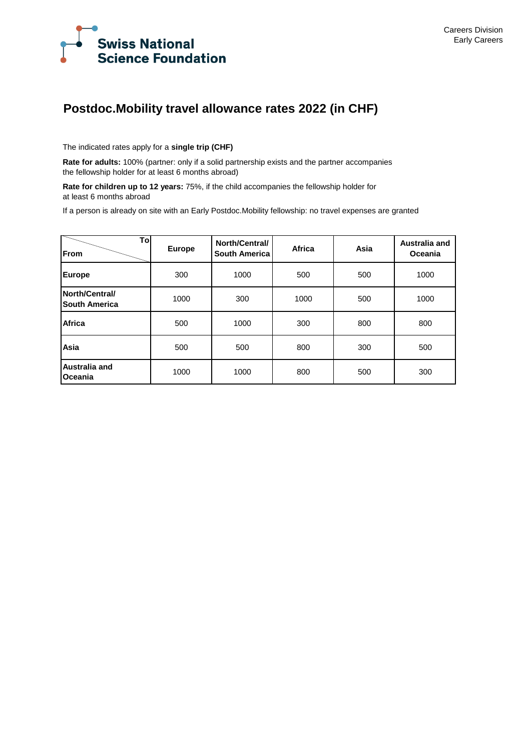Swiss National Science Foundation

Careers Division
Early Careers

# Postdoc.Mobility travel allowance rates 2022 (in CHF)

The indicated rates apply for a **single trip (CHF)**

**Rate for adults:** 100% (partner: only if a solid partnership exists and the partner accompanies the fellowship holder for at least 6 months abroad)

**Rate for children up to 12 years:** 75%, if the child accompanies the fellowship holder for at least 6 months abroad

If a person is already on site with an Early Postdoc.Mobility fellowship: no travel expenses are granted

| From \ To | Europe | North/Central/ South America | Africa | Asia | Australia and Oceania |
|---|---|---|---|---|---|
| **Europe** | 300 | 1000 | 500 | 500 | 1000 |
| **North/Central/ South America** | 1000 | 300 | 1000 | 500 | 1000 |
| **Africa** | 500 | 1000 | 300 | 800 | 800 |
| **Asia** | 500 | 500 | 800 | 300 | 500 |
| **Australia and Oceania** | 1000 | 1000 | 800 | 500 | 300 |